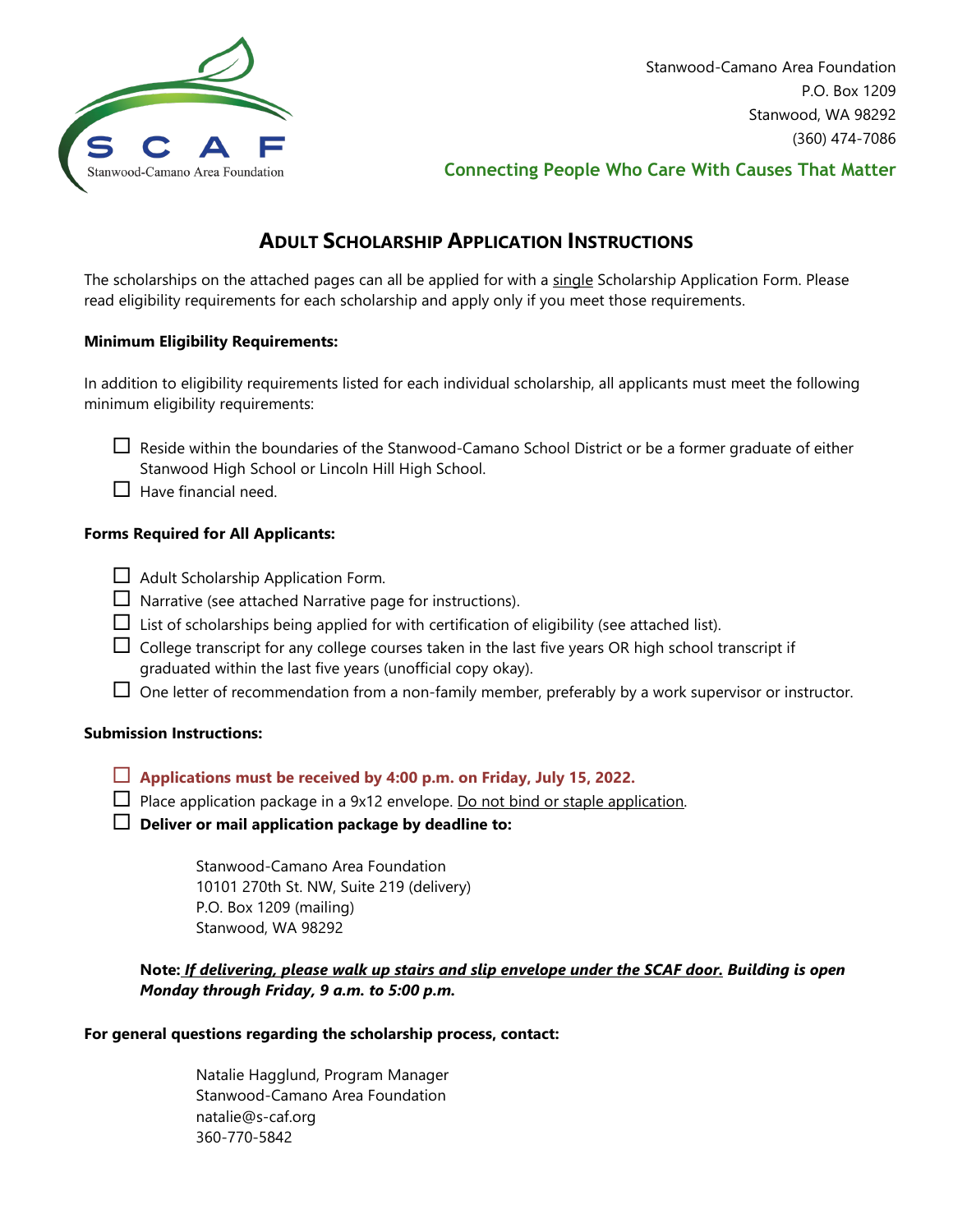SCAF
Stanwood-Camano Area Foundation

Stanwood-Camano Area Foundation
P.O. Box 1209
Stanwood, WA 98292
(360) 474-7086

**Connecting People Who Care With Causes That Matter**

# ADULT SCHOLARSHIP APPLICATION INSTRUCTIONS

The scholarships on the attached pages can all be applied for with a single Scholarship Application Form. Please read eligibility requirements for each scholarship and apply only if you meet those requirements.

**Minimum Eligibility Requirements:**

In addition to eligibility requirements listed for each individual scholarship, all applicants must meet the following minimum eligibility requirements:

- ☐ Reside within the boundaries of the Stanwood-Camano School District or be a former graduate of either Stanwood High School or Lincoln Hill High School.
- ☐ Have financial need.

**Forms Required for All Applicants:**

- ☐ Adult Scholarship Application Form.
- ☐ Narrative (see attached Narrative page for instructions).
- ☐ List of scholarships being applied for with certification of eligibility (see attached list).
- ☐ College transcript for any college courses taken in the last five years OR high school transcript if graduated within the last five years (unofficial copy okay).
- ☐ One letter of recommendation from a non-family member, preferably by a work supervisor or instructor.

**Submission Instructions:**

- ☐ **Applications must be received by 4:00 p.m. on Friday, July 15, 2022.**
- ☐ Place application package in a 9x12 envelope. Do not bind or staple application.
- ☐ **Deliver or mail application package by deadline to:**

Stanwood-Camano Area Foundation
10101 270th St. NW, Suite 219 (delivery)
P.O. Box 1209 (mailing)
Stanwood, WA 98292

**Note:** ***If delivering, please walk up stairs and slip envelope under the SCAF door. Building is open Monday through Friday, 9 a.m. to 5:00 p.m.***

**For general questions regarding the scholarship process, contact:**

Natalie Hagglund, Program Manager
Stanwood-Camano Area Foundation
natalie@s-caf.org
360-770-5842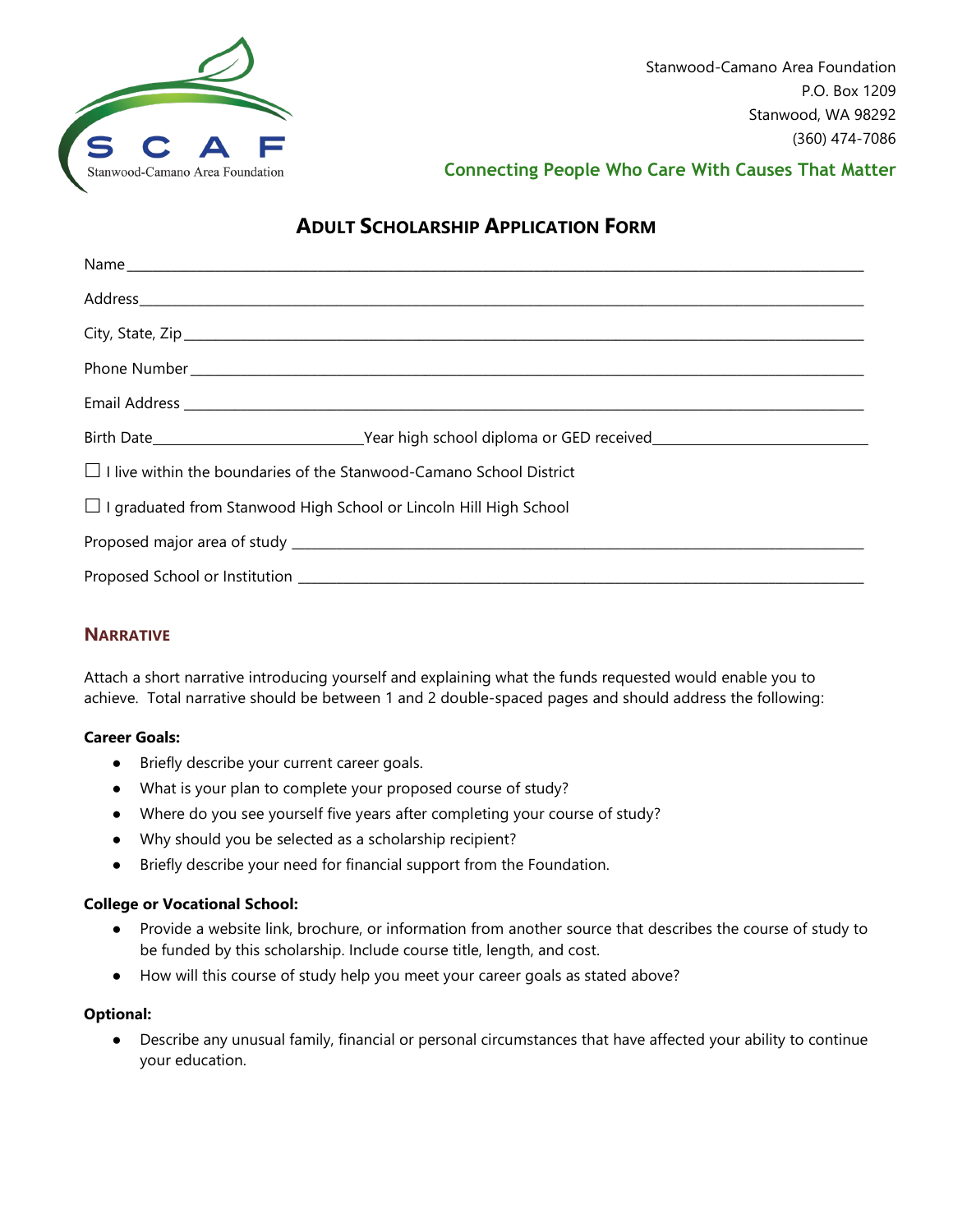Stanwood-Camano Area Foundation
P.O. Box 1209
Stanwood, WA 98292
(360) 474-7086

**Connecting People Who Care With Causes That Matter**

# ADULT SCHOLARSHIP APPLICATION FORM

Name ______________________________________________________________________________

Address ____________________________________________________________________________

City, State, Zip ______________________________________________________________________

Phone Number _______________________________________________________________________

Email Address _______________________________________________________________________

Birth Date __________________________ Year high school diploma or GED received __________________________

☐ I live within the boundaries of the Stanwood-Camano School District

☐ I graduated from Stanwood High School or Lincoln Hill High School

Proposed major area of study ___________________________________________________________

Proposed School or Institution __________________________________________________________

## NARRATIVE

Attach a short narrative introducing yourself and explaining what the funds requested would enable you to achieve. Total narrative should be between 1 and 2 double-spaced pages and should address the following:

**Career Goals:**

- Briefly describe your current career goals.
- What is your plan to complete your proposed course of study?
- Where do you see yourself five years after completing your course of study?
- Why should you be selected as a scholarship recipient?
- Briefly describe your need for financial support from the Foundation.

**College or Vocational School:**

- Provide a website link, brochure, or information from another source that describes the course of study to be funded by this scholarship. Include course title, length, and cost.
- How will this course of study help you meet your career goals as stated above?

**Optional:**

- Describe any unusual family, financial or personal circumstances that have affected your ability to continue your education.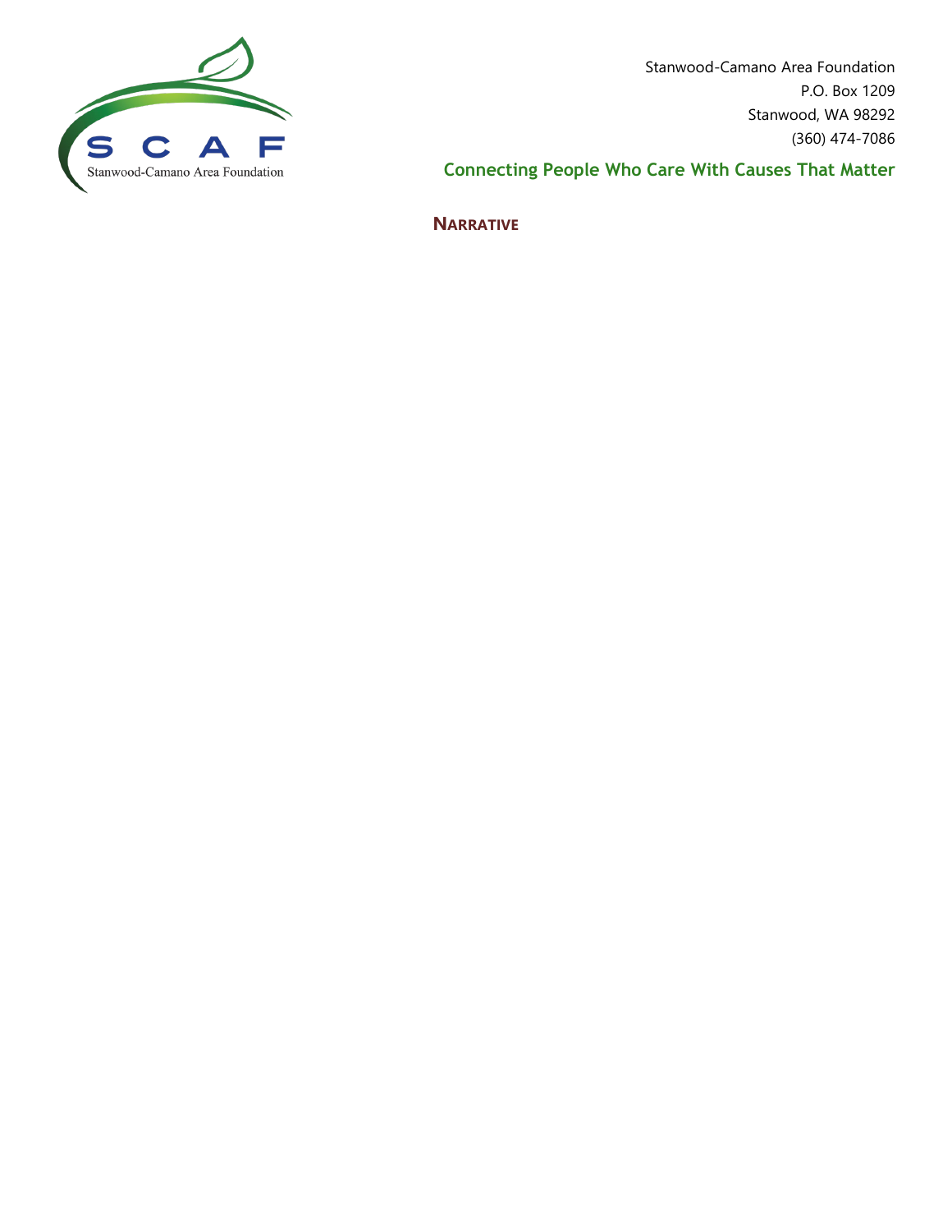Stanwood-Camano Area Foundation
P.O. Box 1209
Stanwood, WA 98292
(360) 474-7086

**Connecting People Who Care With Causes That Matter**

## NARRATIVE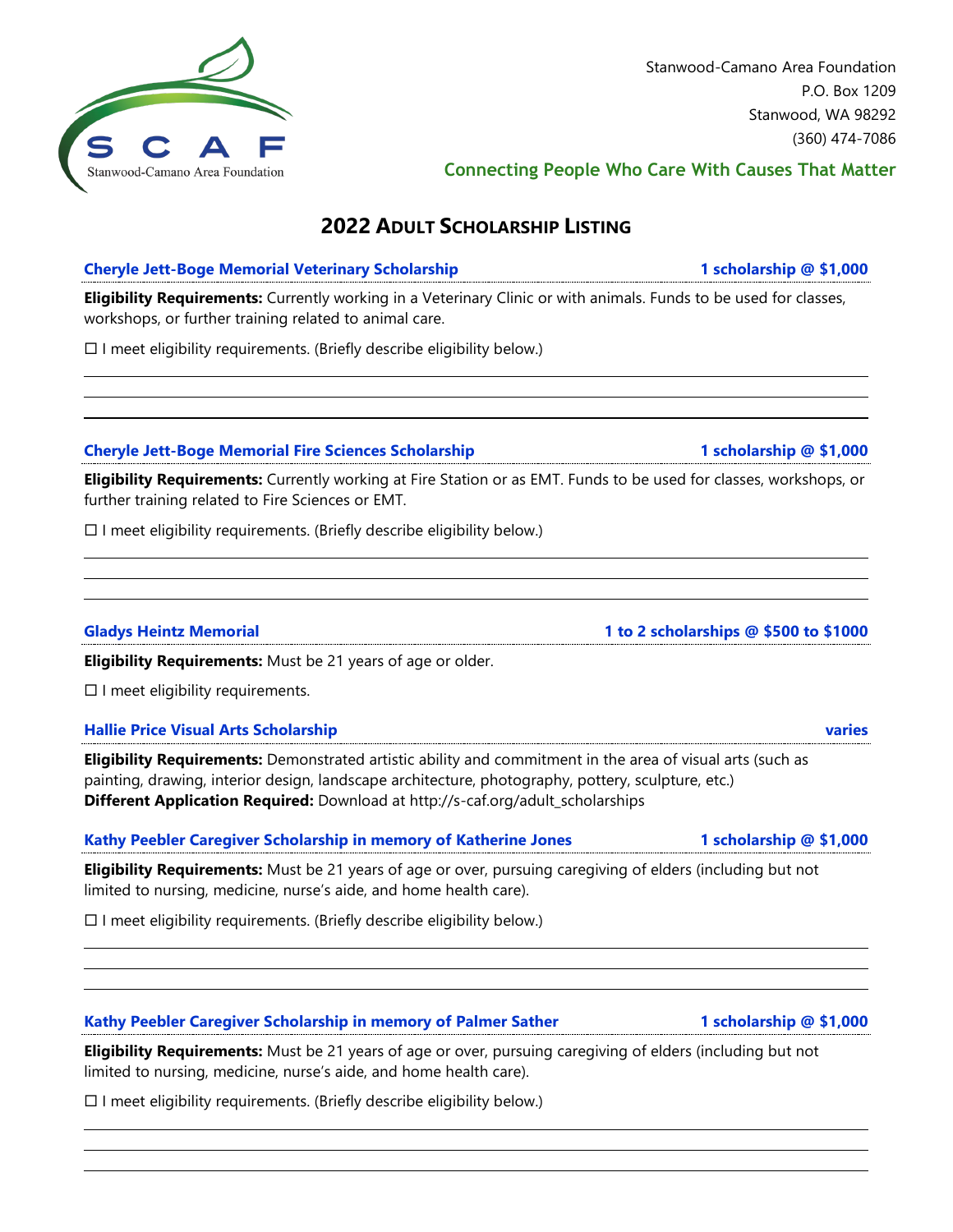Stanwood-Camano Area Foundation
P.O. Box 1209
Stanwood, WA 98292
(360) 474-7086

**Connecting People Who Care With Causes That Matter**

## 2022 ADULT SCHOLARSHIP LISTING

### Cheryle Jett-Boge Memorial Veterinary Scholarship — 1 scholarship @ $1,000

**Eligibility Requirements:** Currently working in a Veterinary Clinic or with animals. Funds to be used for classes, workshops, or further training related to animal care.

☐ I meet eligibility requirements. (Briefly describe eligibility below.)

### Cheryle Jett-Boge Memorial Fire Sciences Scholarship — 1 scholarship @ $1,000

**Eligibility Requirements:** Currently working at Fire Station or as EMT. Funds to be used for classes, workshops, or further training related to Fire Sciences or EMT.

☐ I meet eligibility requirements. (Briefly describe eligibility below.)

### Gladys Heintz Memorial — 1 to 2 scholarships @ $500 to $1000

**Eligibility Requirements:** Must be 21 years of age or older.

☐ I meet eligibility requirements.

### Hallie Price Visual Arts Scholarship — varies

**Eligibility Requirements:** Demonstrated artistic ability and commitment in the area of visual arts (such as painting, drawing, interior design, landscape architecture, photography, pottery, sculpture, etc.)
**Different Application Required:** Download at http://s-caf.org/adult_scholarships

### Kathy Peebler Caregiver Scholarship in memory of Katherine Jones — 1 scholarship @ $1,000

**Eligibility Requirements:** Must be 21 years of age or over, pursuing caregiving of elders (including but not limited to nursing, medicine, nurse's aide, and home health care).

☐ I meet eligibility requirements. (Briefly describe eligibility below.)

### Kathy Peebler Caregiver Scholarship in memory of Palmer Sather — 1 scholarship @ $1,000

**Eligibility Requirements:** Must be 21 years of age or over, pursuing caregiving of elders (including but not limited to nursing, medicine, nurse's aide, and home health care).

☐ I meet eligibility requirements. (Briefly describe eligibility below.)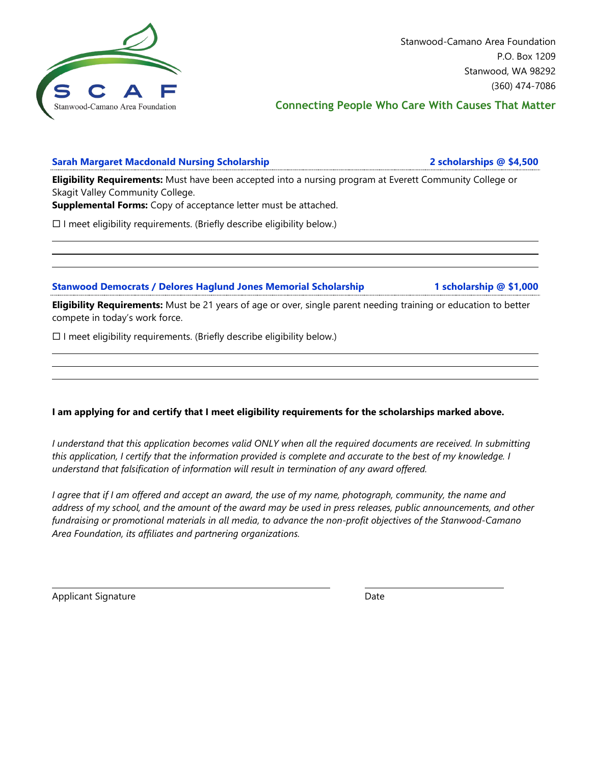Stanwood-Camano Area Foundation
P.O. Box 1209
Stanwood, WA 98292
(360) 474-7086

**Connecting People Who Care With Causes That Matter**

### Sarah Margaret Macdonald Nursing Scholarship — 2 scholarships @ $4,500

**Eligibility Requirements:** Must have been accepted into a nursing program at Everett Community College or Skagit Valley Community College.
**Supplemental Forms:** Copy of acceptance letter must be attached.

☐ I meet eligibility requirements. (Briefly describe eligibility below.)

_______________________________________________

_______________________________________________

_______________________________________________

### Stanwood Democrats / Delores Haglund Jones Memorial Scholarship — 1 scholarship @ $1,000

**Eligibility Requirements:** Must be 21 years of age or over, single parent needing training or education to better compete in today's work force.

☐ I meet eligibility requirements. (Briefly describe eligibility below.)

_______________________________________________

_______________________________________________

_______________________________________________

**I am applying for and certify that I meet eligibility requirements for the scholarships marked above.**

*I understand that this application becomes valid ONLY when all the required documents are received. In submitting this application, I certify that the information provided is complete and accurate to the best of my knowledge. I understand that falsification of information will result in termination of any award offered.*

*I agree that if I am offered and accept an award, the use of my name, photograph, community, the name and address of my school, and the amount of the award may be used in press releases, public announcements, and other fundraising or promotional materials in all media, to advance the non-profit objectives of the Stanwood-Camano Area Foundation, its affiliates and partnering organizations.*

_______________________________ &nbsp;&nbsp;&nbsp;&nbsp; ____________________

Applicant Signature &nbsp;&nbsp;&nbsp;&nbsp; Date